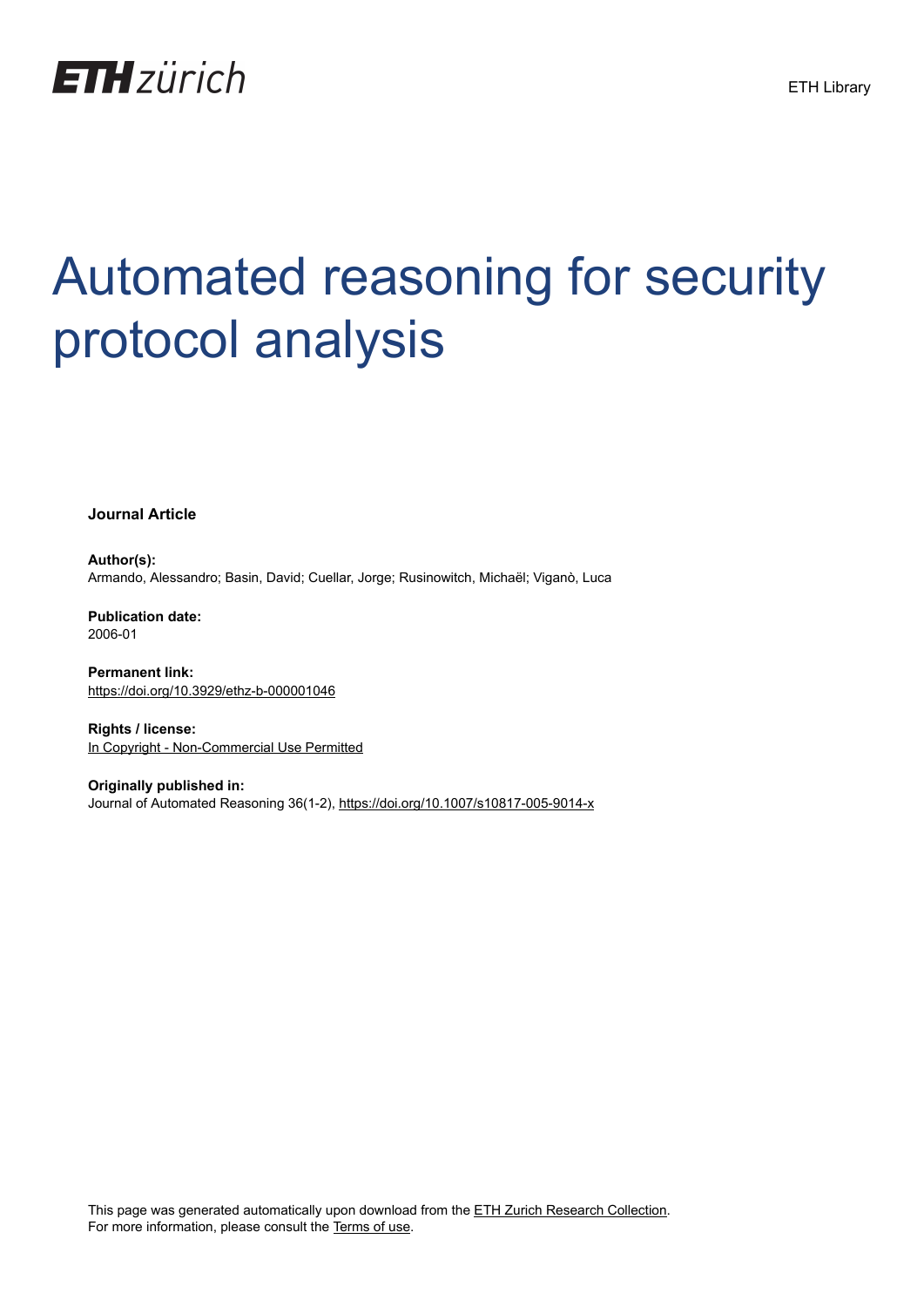ETH zürich

ETH Library

# Automated reasoning for security protocol analysis

**Journal Article**

**Author(s):**
Armando, Alessandro; Basin, David; Cuellar, Jorge; Rusinowitch, Michaël; Viganò, Luca

**Publication date:**
2006-01

**Permanent link:**
https://doi.org/10.3929/ethz-b-000001046

**Rights / license:**
In Copyright - Non-Commercial Use Permitted

**Originally published in:**
Journal of Automated Reasoning 36(1-2), https://doi.org/10.1007/s10817-005-9014-x

This page was generated automatically upon download from the ETH Zurich Research Collection.
For more information, please consult the Terms of use.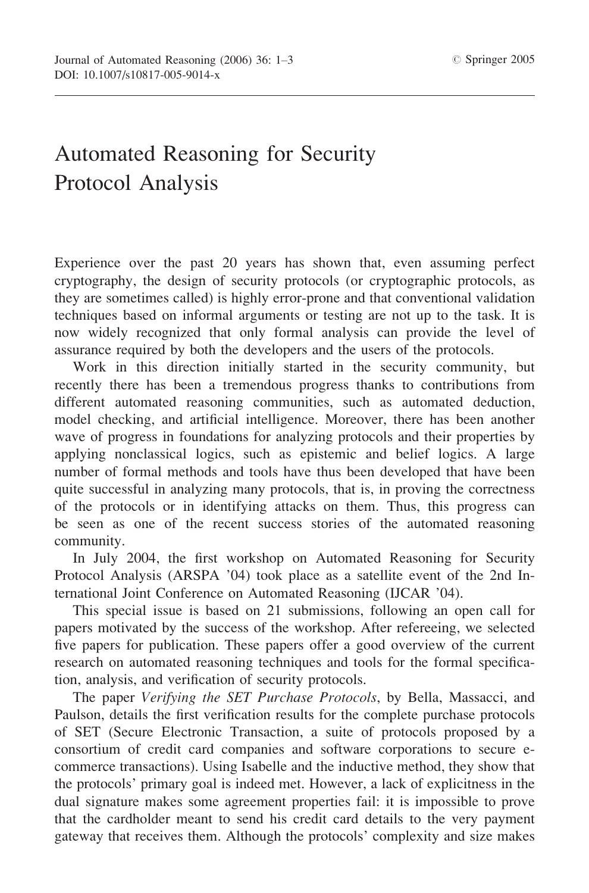# Automated Reasoning for Security Protocol Analysis

Experience over the past 20 years has shown that, even assuming perfect cryptography, the design of security protocols (or cryptographic protocols, as they are sometimes called) is highly error-prone and that conventional validation techniques based on informal arguments or testing are not up to the task. It is now widely recognized that only formal analysis can provide the level of assurance required by both the developers and the users of the protocols.

Work in this direction initially started in the security community, but recently there has been a tremendous progress thanks to contributions from different automated reasoning communities, such as automated deduction, model checking, and artificial intelligence. Moreover, there has been another wave of progress in foundations for analyzing protocols and their properties by applying nonclassical logics, such as epistemic and belief logics. A large number of formal methods and tools have thus been developed that have been quite successful in analyzing many protocols, that is, in proving the correctness of the protocols or in identifying attacks on them. Thus, this progress can be seen as one of the recent success stories of the automated reasoning community.

In July 2004, the first workshop on Automated Reasoning for Security Protocol Analysis (ARSPA '04) took place as a satellite event of the 2nd International Joint Conference on Automated Reasoning (IJCAR '04).

This special issue is based on 21 submissions, following an open call for papers motivated by the success of the workshop. After refereeing, we selected five papers for publication. These papers offer a good overview of the current research on automated reasoning techniques and tools for the formal specification, analysis, and verification of security protocols.

The paper *Verifying the SET Purchase Protocols*, by Bella, Massacci, and Paulson, details the first verification results for the complete purchase protocols of SET (Secure Electronic Transaction, a suite of protocols proposed by a consortium of credit card companies and software corporations to secure e-commerce transactions). Using Isabelle and the inductive method, they show that the protocols' primary goal is indeed met. However, a lack of explicitness in the dual signature makes some agreement properties fail: it is impossible to prove that the cardholder meant to send his credit card details to the very payment gateway that receives them. Although the protocols' complexity and size makes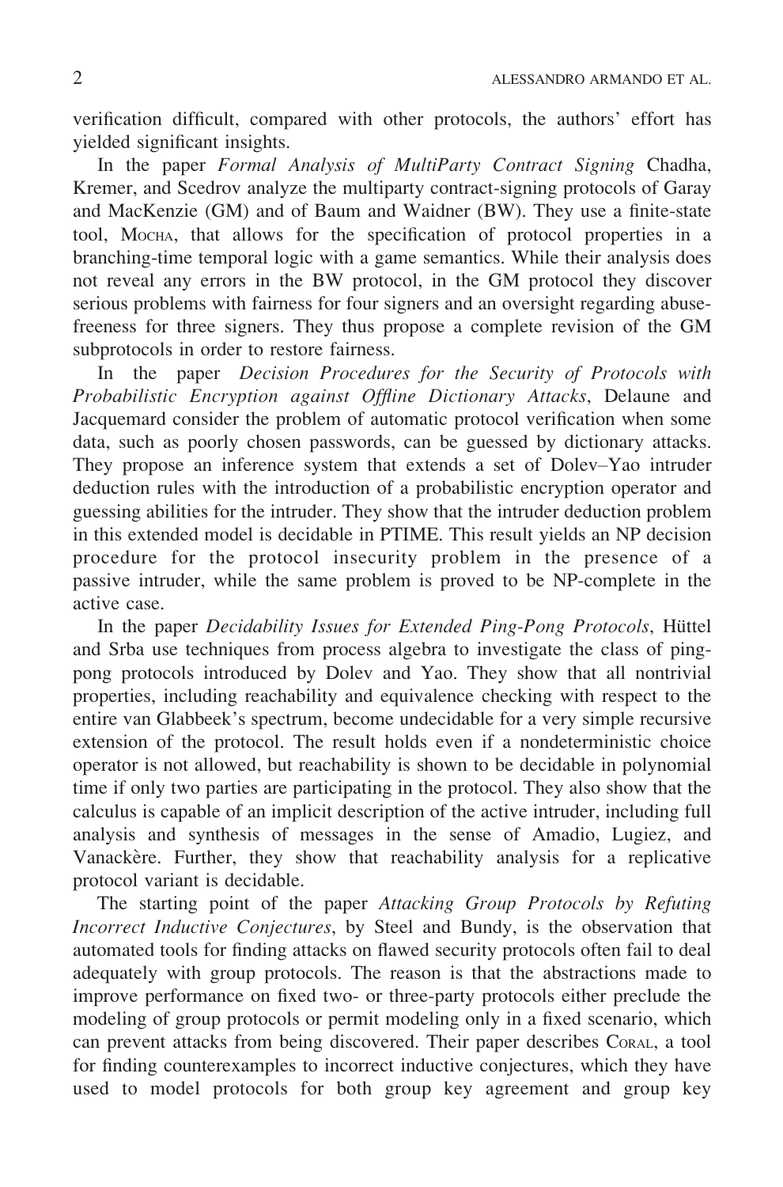verification difficult, compared with other protocols, the authors' effort has yielded significant insights.

In the paper *Formal Analysis of MultiParty Contract Signing* Chadha, Kremer, and Scedrov analyze the multiparty contract-signing protocols of Garay and MacKenzie (GM) and of Baum and Waidner (BW). They use a finite-state tool, MOCHA, that allows for the specification of protocol properties in a branching-time temporal logic with a game semantics. While their analysis does not reveal any errors in the BW protocol, in the GM protocol they discover serious problems with fairness for four signers and an oversight regarding abuse-freeness for three signers. They thus propose a complete revision of the GM subprotocols in order to restore fairness.

In the paper *Decision Procedures for the Security of Protocols with Probabilistic Encryption against Offline Dictionary Attacks*, Delaune and Jacquemard consider the problem of automatic protocol verification when some data, such as poorly chosen passwords, can be guessed by dictionary attacks. They propose an inference system that extends a set of Dolev–Yao intruder deduction rules with the introduction of a probabilistic encryption operator and guessing abilities for the intruder. They show that the intruder deduction problem in this extended model is decidable in PTIME. This result yields an NP decision procedure for the protocol insecurity problem in the presence of a passive intruder, while the same problem is proved to be NP-complete in the active case.

In the paper *Decidability Issues for Extended Ping-Pong Protocols*, Hüttel and Srba use techniques from process algebra to investigate the class of ping-pong protocols introduced by Dolev and Yao. They show that all nontrivial properties, including reachability and equivalence checking with respect to the entire van Glabbeek's spectrum, become undecidable for a very simple recursive extension of the protocol. The result holds even if a nondeterministic choice operator is not allowed, but reachability is shown to be decidable in polynomial time if only two parties are participating in the protocol. They also show that the calculus is capable of an implicit description of the active intruder, including full analysis and synthesis of messages in the sense of Amadio, Lugiez, and Vanackère. Further, they show that reachability analysis for a replicative protocol variant is decidable.

The starting point of the paper *Attacking Group Protocols by Refuting Incorrect Inductive Conjectures*, by Steel and Bundy, is the observation that automated tools for finding attacks on flawed security protocols often fail to deal adequately with group protocols. The reason is that the abstractions made to improve performance on fixed two- or three-party protocols either preclude the modeling of group protocols or permit modeling only in a fixed scenario, which can prevent attacks from being discovered. Their paper describes CORAL, a tool for finding counterexamples to incorrect inductive conjectures, which they have used to model protocols for both group key agreement and group key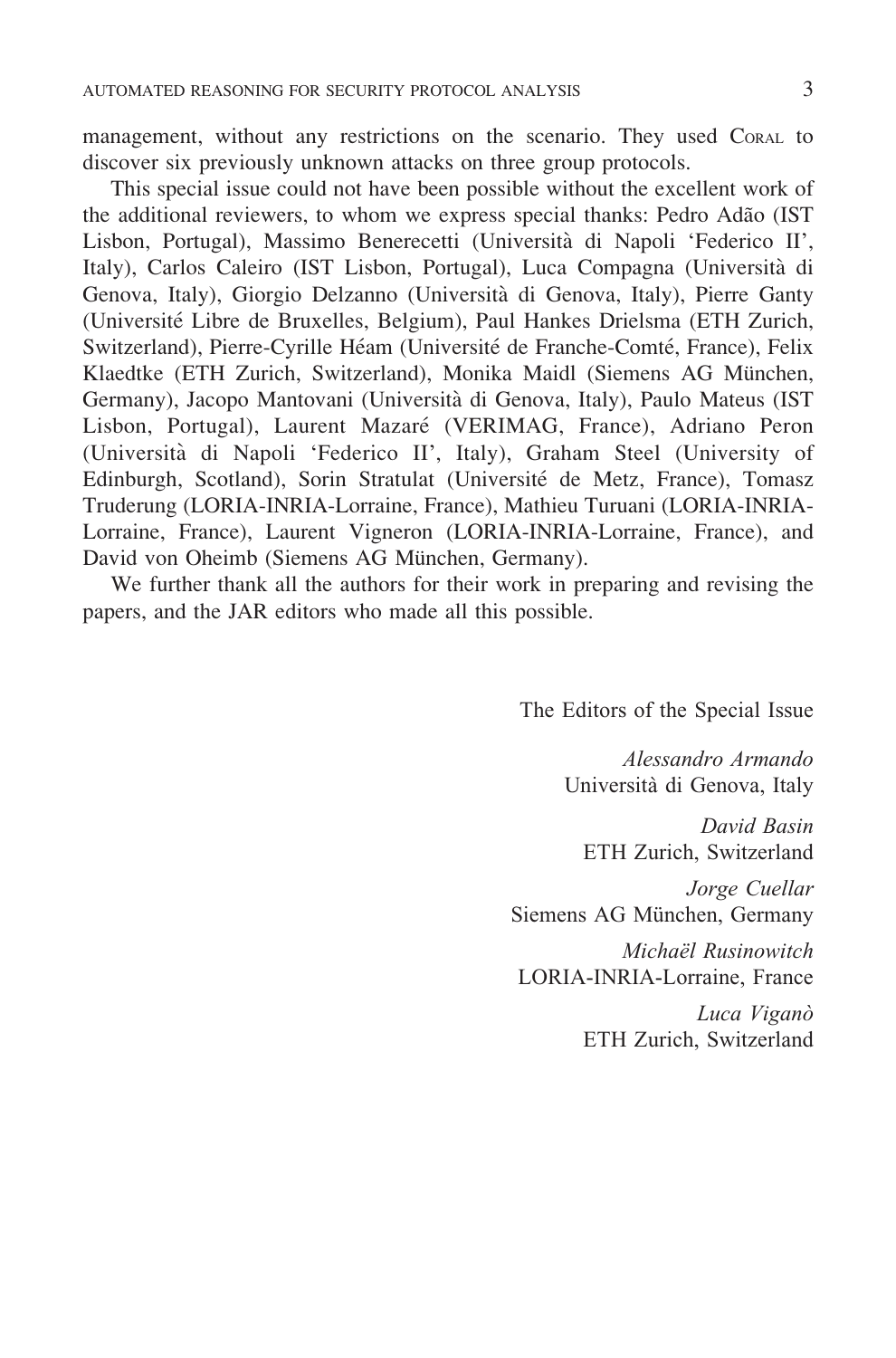management, without any restrictions on the scenario. They used Coral to discover six previously unknown attacks on three group protocols.

This special issue could not have been possible without the excellent work of the additional reviewers, to whom we express special thanks: Pedro Adão (IST Lisbon, Portugal), Massimo Benerecetti (Università di Napoli 'Federico II', Italy), Carlos Caleiro (IST Lisbon, Portugal), Luca Compagna (Università di Genova, Italy), Giorgio Delzanno (Università di Genova, Italy), Pierre Ganty (Université Libre de Bruxelles, Belgium), Paul Hankes Drielsma (ETH Zurich, Switzerland), Pierre-Cyrille Héam (Université de Franche-Comté, France), Felix Klaedtke (ETH Zurich, Switzerland), Monika Maidl (Siemens AG München, Germany), Jacopo Mantovani (Università di Genova, Italy), Paulo Mateus (IST Lisbon, Portugal), Laurent Mazaré (VERIMAG, France), Adriano Peron (Università di Napoli 'Federico II', Italy), Graham Steel (University of Edinburgh, Scotland), Sorin Stratulat (Université de Metz, France), Tomasz Truderung (LORIA-INRIA-Lorraine, France), Mathieu Turuani (LORIA-INRIA-Lorraine, France), Laurent Vigneron (LORIA-INRIA-Lorraine, France), and David von Oheimb (Siemens AG München, Germany).

We further thank all the authors for their work in preparing and revising the papers, and the JAR editors who made all this possible.

The Editors of the Special Issue

*Alessandro Armando*
Università di Genova, Italy

*David Basin*
ETH Zurich, Switzerland

*Jorge Cuellar*
Siemens AG München, Germany

*Michaël Rusinowitch*
LORIA-INRIA-Lorraine, France

*Luca Viganò*
ETH Zurich, Switzerland